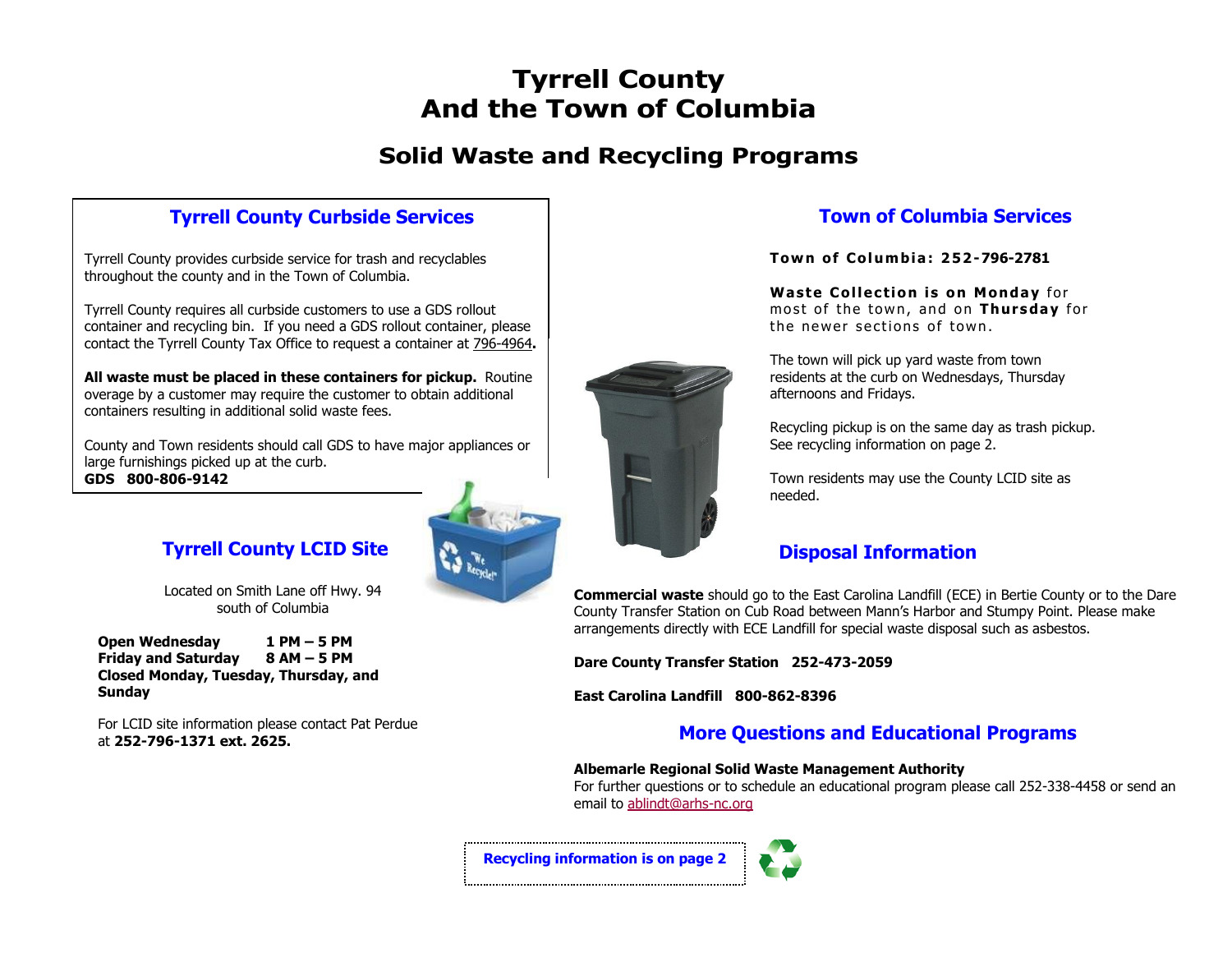# Tyrrell County
# And the Town of Columbia

## Solid Waste and Recycling Programs

### Tyrrell County Curbside Services

Tyrrell County provides curbside service for trash and recyclables throughout the county and in the Town of Columbia.

Tyrrell County requires all curbside customers to use a GDS rollout container and recycling bin. If you need a GDS rollout container, please contact the Tyrrell County Tax Office to request a container at 796-4964**.**

**All waste must be placed in these containers for pickup.** Routine overage by a customer may require the customer to obtain additional containers resulting in additional solid waste fees.

County and Town residents should call GDS to have major appliances or large furnishings picked up at the curb.
**GDS 800-806-9142**

### Tyrrell County LCID Site

Located on Smith Lane off Hwy. 94 south of Columbia

**Open Wednesday 1 PM – 5 PM**
**Friday and Saturday 8 AM – 5 PM**
**Closed Monday, Tuesday, Thursday, and Sunday**

For LCID site information please contact Pat Perdue at **252-796-1371 ext. 2625.**

### Town of Columbia Services

**Town of Columbia: 252-796-2781**

**Waste Collection is on Monday** for most of the town, and on **Thursday** for the newer sections of town.

The town will pick up yard waste from town residents at the curb on Wednesdays, Thursday afternoons and Fridays.

Recycling pickup is on the same day as trash pickup. See recycling information on page 2.

Town residents may use the County LCID site as needed.

### Disposal Information

**Commercial waste** should go to the East Carolina Landfill (ECE) in Bertie County or to the Dare County Transfer Station on Cub Road between Mann's Harbor and Stumpy Point. Please make arrangements directly with ECE Landfill for special waste disposal such as asbestos.

**Dare County Transfer Station 252-473-2059**

**East Carolina Landfill 800-862-8396**

### More Questions and Educational Programs

**Albemarle Regional Solid Waste Management Authority**
For further questions or to schedule an educational program please call 252-338-4458 or send an email to ablindt@arhs-nc.org

**Recycling information is on page 2**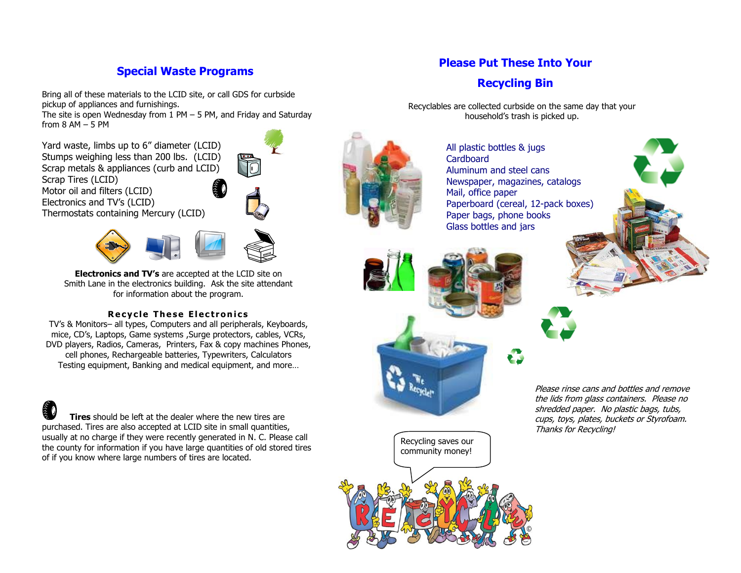## Special Waste Programs

Bring all of these materials to the LCID site, or call GDS for curbside pickup of appliances and furnishings.
The site is open Wednesday from 1 PM – 5 PM, and Friday and Saturday from 8 AM – 5 PM

Yard waste, limbs up to 6" diameter (LCID)
Stumps weighing less than 200 lbs. (LCID)
Scrap metals & appliances (curb and LCID)
Scrap Tires (LCID)
Motor oil and filters (LCID)
Electronics and TV's (LCID)
Thermostats containing Mercury (LCID)

**Electronics and TV's** are accepted at the LCID site on Smith Lane in the electronics building. Ask the site attendant for information about the program.

**Recycle These Electronics**

TV's & Monitors– all types, Computers and all peripherals, Keyboards, mice, CD's, Laptops, Game systems ,Surge protectors, cables, VCRs, DVD players, Radios, Cameras, Printers, Fax & copy machines Phones, cell phones, Rechargeable batteries, Typewriters, Calculators Testing equipment, Banking and medical equipment, and more…

**Tires** should be left at the dealer where the new tires are purchased. Tires are also accepted at LCID site in small quantities, usually at no charge if they were recently generated in N. C. Please call the county for information if you have large quantities of old stored tires of if you know where large numbers of tires are located.

## Please Put These Into Your Recycling Bin

Recyclables are collected curbside on the same day that your household's trash is picked up.

- All plastic bottles & jugs
- Cardboard
- Aluminum and steel cans
- Newspaper, magazines, catalogs
- Mail, office paper
- Paperboard (cereal, 12-pack boxes)
- Paper bags, phone books
- Glass bottles and jars

*Please rinse cans and bottles and remove the lids from glass containers. Please no shredded paper. No plastic bags, tubs, cups, toys, plates, buckets or Styrofoam. Thanks for Recycling!*

Recycling saves our community money!